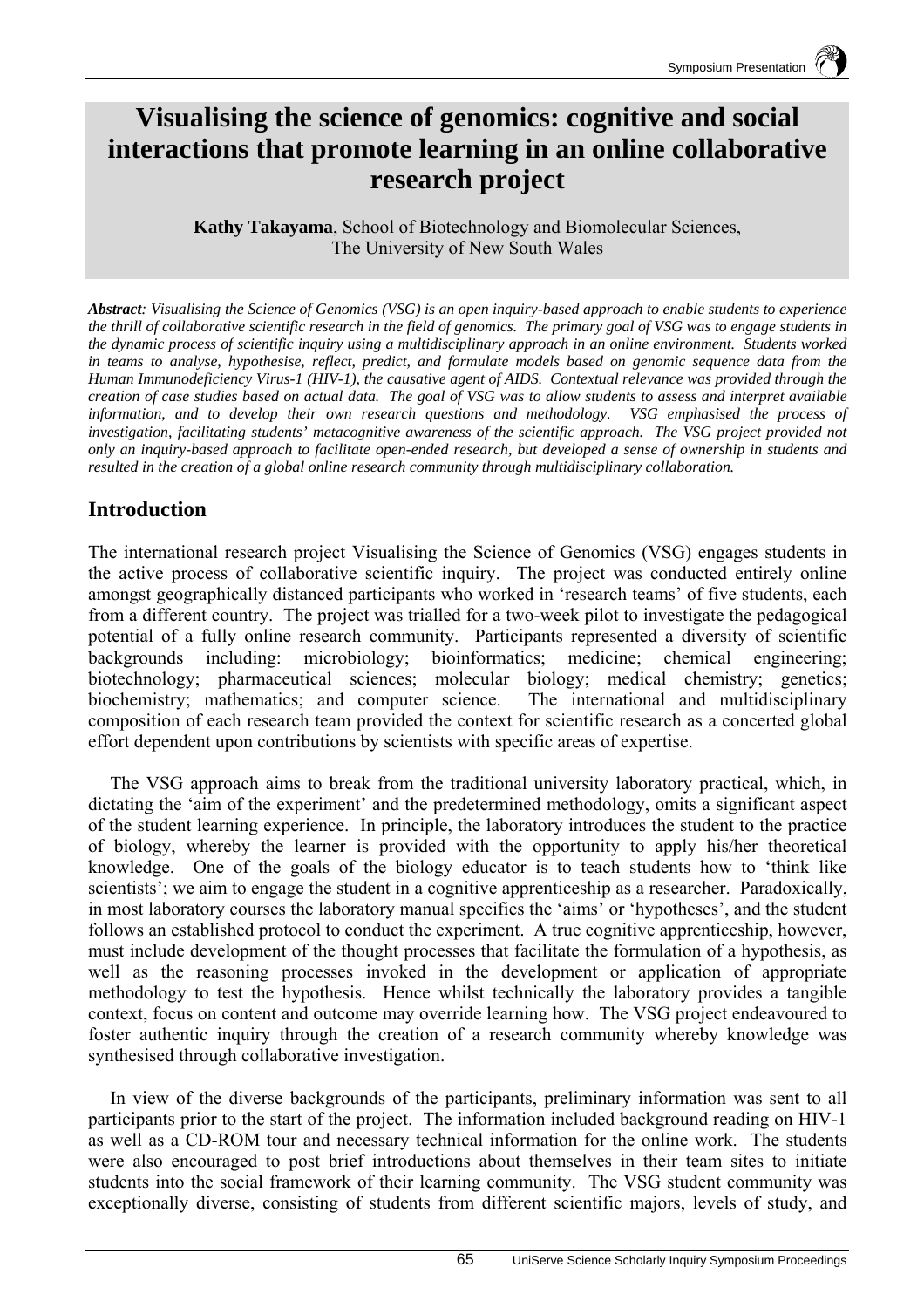# Visualising the science of genomics: cognitive and social interactions that promote learning in an online collaborative research project

**Kathy Takayama**, School of Biotechnology and Biomolecular Sciences, The University of New South Wales

***Abstract**: Visualising the Science of Genomics (VSG) is an open inquiry-based approach to enable students to experience the thrill of collaborative scientific research in the field of genomics. The primary goal of VSG was to engage students in the dynamic process of scientific inquiry using a multidisciplinary approach in an online environment. Students worked in teams to analyse, hypothesise, reflect, predict, and formulate models based on genomic sequence data from the Human Immunodeficiency Virus-1 (HIV-1), the causative agent of AIDS. Contextual relevance was provided through the creation of case studies based on actual data. The goal of VSG was to allow students to assess and interpret available information, and to develop their own research questions and methodology. VSG emphasised the process of investigation, facilitating students' metacognitive awareness of the scientific approach. The VSG project provided not only an inquiry-based approach to facilitate open-ended research, but developed a sense of ownership in students and resulted in the creation of a global online research community through multidisciplinary collaboration.*

## Introduction

The international research project Visualising the Science of Genomics (VSG) engages students in the active process of collaborative scientific inquiry. The project was conducted entirely online amongst geographically distanced participants who worked in 'research teams' of five students, each from a different country. The project was trialled for a two-week pilot to investigate the pedagogical potential of a fully online research community. Participants represented a diversity of scientific backgrounds including: microbiology; bioinformatics; medicine; chemical engineering; biotechnology; pharmaceutical sciences; molecular biology; medical chemistry; genetics; biochemistry; mathematics; and computer science. The international and multidisciplinary composition of each research team provided the context for scientific research as a concerted global effort dependent upon contributions by scientists with specific areas of expertise.

The VSG approach aims to break from the traditional university laboratory practical, which, in dictating the 'aim of the experiment' and the predetermined methodology, omits a significant aspect of the student learning experience. In principle, the laboratory introduces the student to the practice of biology, whereby the learner is provided with the opportunity to apply his/her theoretical knowledge. One of the goals of the biology educator is to teach students how to 'think like scientists'; we aim to engage the student in a cognitive apprenticeship as a researcher. Paradoxically, in most laboratory courses the laboratory manual specifies the 'aims' or 'hypotheses', and the student follows an established protocol to conduct the experiment. A true cognitive apprenticeship, however, must include development of the thought processes that facilitate the formulation of a hypothesis, as well as the reasoning processes invoked in the development or application of appropriate methodology to test the hypothesis. Hence whilst technically the laboratory provides a tangible context, focus on content and outcome may override learning how. The VSG project endeavoured to foster authentic inquiry through the creation of a research community whereby knowledge was synthesised through collaborative investigation.

In view of the diverse backgrounds of the participants, preliminary information was sent to all participants prior to the start of the project. The information included background reading on HIV-1 as well as a CD-ROM tour and necessary technical information for the online work. The students were also encouraged to post brief introductions about themselves in their team sites to initiate students into the social framework of their learning community. The VSG student community was exceptionally diverse, consisting of students from different scientific majors, levels of study, and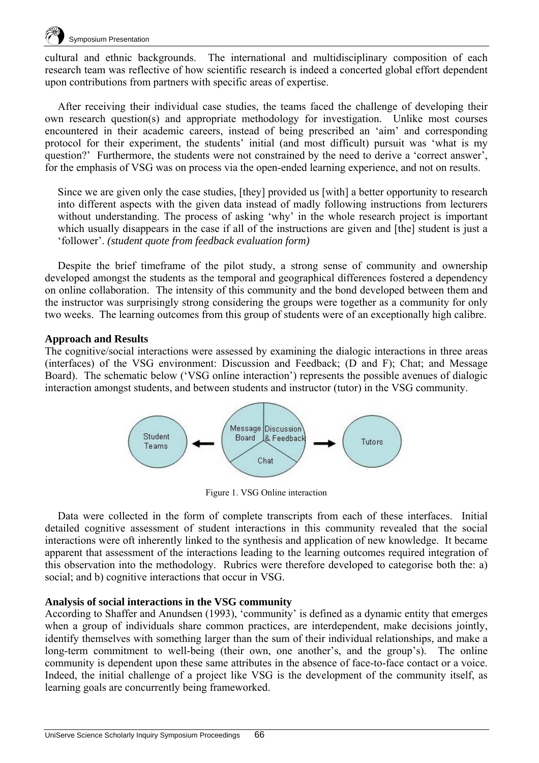cultural and ethnic backgrounds. The international and multidisciplinary composition of each research team was reflective of how scientific research is indeed a concerted global effort dependent upon contributions from partners with specific areas of expertise.

After receiving their individual case studies, the teams faced the challenge of developing their own research question(s) and appropriate methodology for investigation. Unlike most courses encountered in their academic careers, instead of being prescribed an 'aim' and corresponding protocol for their experiment, the students' initial (and most difficult) pursuit was 'what is my question?' Furthermore, the students were not constrained by the need to derive a 'correct answer', for the emphasis of VSG was on process via the open-ended learning experience, and not on results.

> Since we are given only the case studies, [they] provided us [with] a better opportunity to research into different aspects with the given data instead of madly following instructions from lecturers without understanding. The process of asking 'why' in the whole research project is important which usually disappears in the case if all of the instructions are given and [the] student is just a 'follower'. *(student quote from feedback evaluation form)*

Despite the brief timeframe of the pilot study, a strong sense of community and ownership developed amongst the students as the temporal and geographical differences fostered a dependency on online collaboration. The intensity of this community and the bond developed between them and the instructor was surprisingly strong considering the groups were together as a community for only two weeks. The learning outcomes from this group of students were of an exceptionally high calibre.

**Approach and Results**

The cognitive/social interactions were assessed by examining the dialogic interactions in three areas (interfaces) of the VSG environment: Discussion and Feedback; (D and F); Chat; and Message Board). The schematic below ('VSG online interaction') represents the possible avenues of dialogic interaction amongst students, and between students and instructor (tutor) in the VSG community.

Student Teams ← [Message Board | Discussion & Feedback | Chat] → Tutors

Figure 1. VSG Online interaction

Data were collected in the form of complete transcripts from each of these interfaces. Initial detailed cognitive assessment of student interactions in this community revealed that the social interactions were oft inherently linked to the synthesis and application of new knowledge. It became apparent that assessment of the interactions leading to the learning outcomes required integration of this observation into the methodology. Rubrics were therefore developed to categorise both the: a) social; and b) cognitive interactions that occur in VSG.

**Analysis of social interactions in the VSG community**

According to Shaffer and Anundsen (1993), 'community' is defined as a dynamic entity that emerges when a group of individuals share common practices, are interdependent, make decisions jointly, identify themselves with something larger than the sum of their individual relationships, and make a long-term commitment to well-being (their own, one another's, and the group's). The online community is dependent upon these same attributes in the absence of face-to-face contact or a voice. Indeed, the initial challenge of a project like VSG is the development of the community itself, as learning goals are concurrently being frameworked.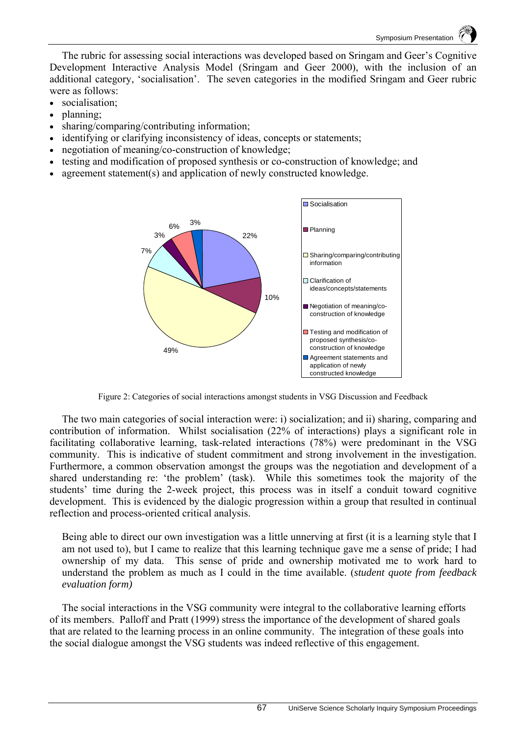The rubric for assessing social interactions was developed based on Sringam and Geer's Cognitive Development Interactive Analysis Model (Sringam and Geer 2000), with the inclusion of an additional category, 'socialisation'. The seven categories in the modified Sringam and Geer rubric were as follows:

- socialisation;
- planning;
- sharing/comparing/contributing information;
- identifying or clarifying inconsistency of ideas, concepts or statements;
- negotiation of meaning/co-construction of knowledge;
- testing and modification of proposed synthesis or co-construction of knowledge; and
- agreement statement(s) and application of newly constructed knowledge.

| Category | % |
|---|---|
| Socialisation | 22% |
| Planning | 10% |
| Sharing/comparing/contributing information | 49% |
| Clarification of ideas/concepts/statements | 7% |
| Negotiation of meaning/co-construction of knowledge | 3% |
| Testing and modification of proposed synthesis/co-construction of knowledge | 6% |
| Agreement statements and application of newly constructed knowledge | 3% |

Figure 2: Categories of social interactions amongst students in VSG Discussion and Feedback

The two main categories of social interaction were: i) socialization; and ii) sharing, comparing and contribution of information. Whilst socialisation (22% of interactions) plays a significant role in facilitating collaborative learning, task-related interactions (78%) were predominant in the VSG community. This is indicative of student commitment and strong involvement in the investigation. Furthermore, a common observation amongst the groups was the negotiation and development of a shared understanding re: 'the problem' (task). While this sometimes took the majority of the students' time during the 2-week project, this process was in itself a conduit toward cognitive development. This is evidenced by the dialogic progression within a group that resulted in continual reflection and process-orientated critical analysis.

> Being able to direct our own investigation was a little unnerving at first (it is a learning style that I am not used to), but I came to realize that this learning technique gave me a sense of pride; I had ownership of my data. This sense of pride and ownership motivated me to work hard to understand the problem as much as I could in the time available. (*student quote from feedback evaluation form)*

The social interactions in the VSG community were integral to the collaborative learning efforts of its members. Palloff and Pratt (1999) stress the importance of the development of shared goals that are related to the learning process in an online community. The integration of these goals into the social dialogue amongst the VSG students was indeed reflective of this engagement.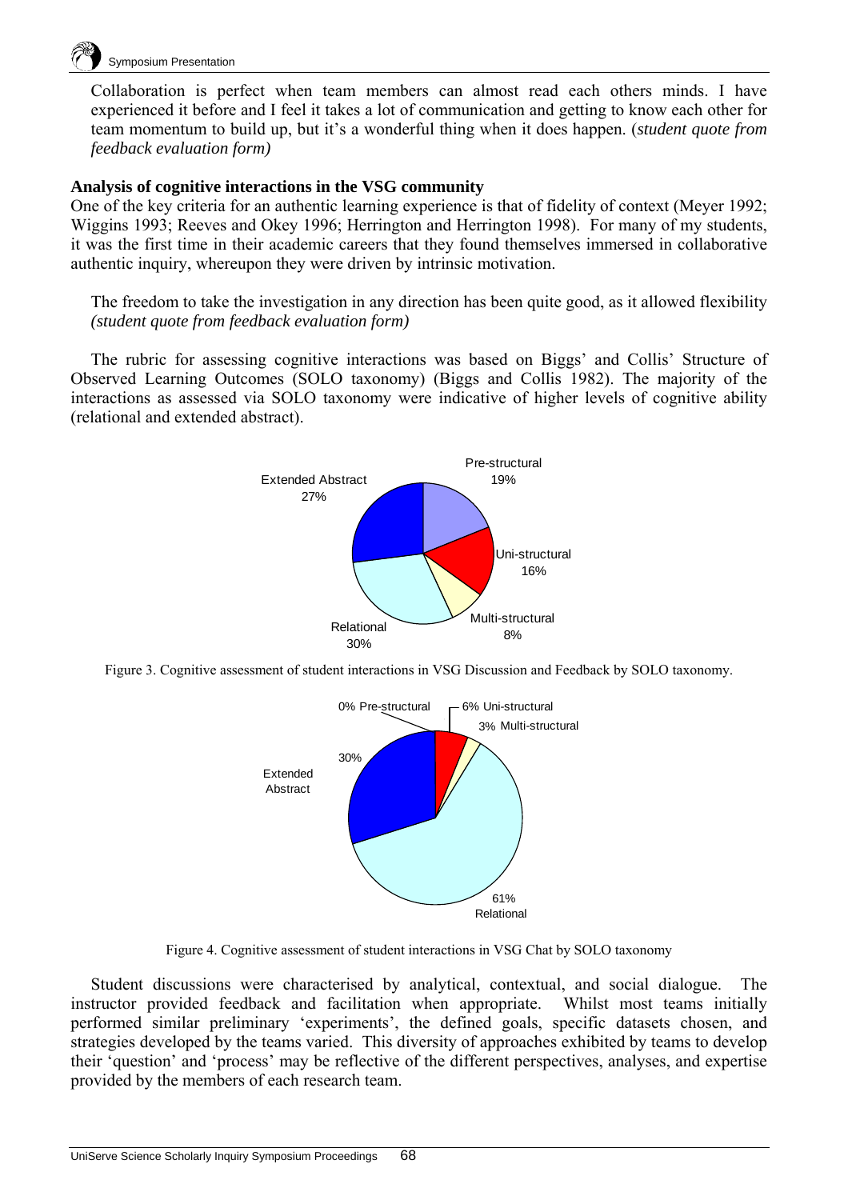Collaboration is perfect when team members can almost read each others minds. I have experienced it before and I feel it takes a lot of communication and getting to know each other for team momentum to build up, but it's a wonderful thing when it does happen. (*student quote from feedback evaluation form)*

**Analysis of cognitive interactions in the VSG community**

One of the key criteria for an authentic learning experience is that of fidelity of context (Meyer 1992; Wiggins 1993; Reeves and Okey 1996; Herrington and Herrington 1998). For many of my students, it was the first time in their academic careers that they found themselves immersed in collaborative authentic inquiry, whereupon they were driven by intrinsic motivation.

The freedom to take the investigation in any direction has been quite good, as it allowed flexibility *(student quote from feedback evaluation form)*

The rubric for assessing cognitive interactions was based on Biggs' and Collis' Structure of Observed Learning Outcomes (SOLO taxonomy) (Biggs and Collis 1982). The majority of the interactions as assessed via SOLO taxonomy were indicative of higher levels of cognitive ability (relational and extended abstract).

Figure 3. Cognitive assessment of student interactions in VSG Discussion and Feedback by SOLO taxonomy.

Figure 4. Cognitive assessment of student interactions in VSG Chat by SOLO taxonomy

Student discussions were characterised by analytical, contextual, and social dialogue. The instructor provided feedback and facilitation when appropriate. Whilst most teams initially performed similar preliminary 'experiments', the defined goals, specific datasets chosen, and strategies developed by the teams varied. This diversity of approaches exhibited by teams to develop their 'question' and 'process' may be reflective of the different perspectives, analyses, and expertise provided by the members of each research team.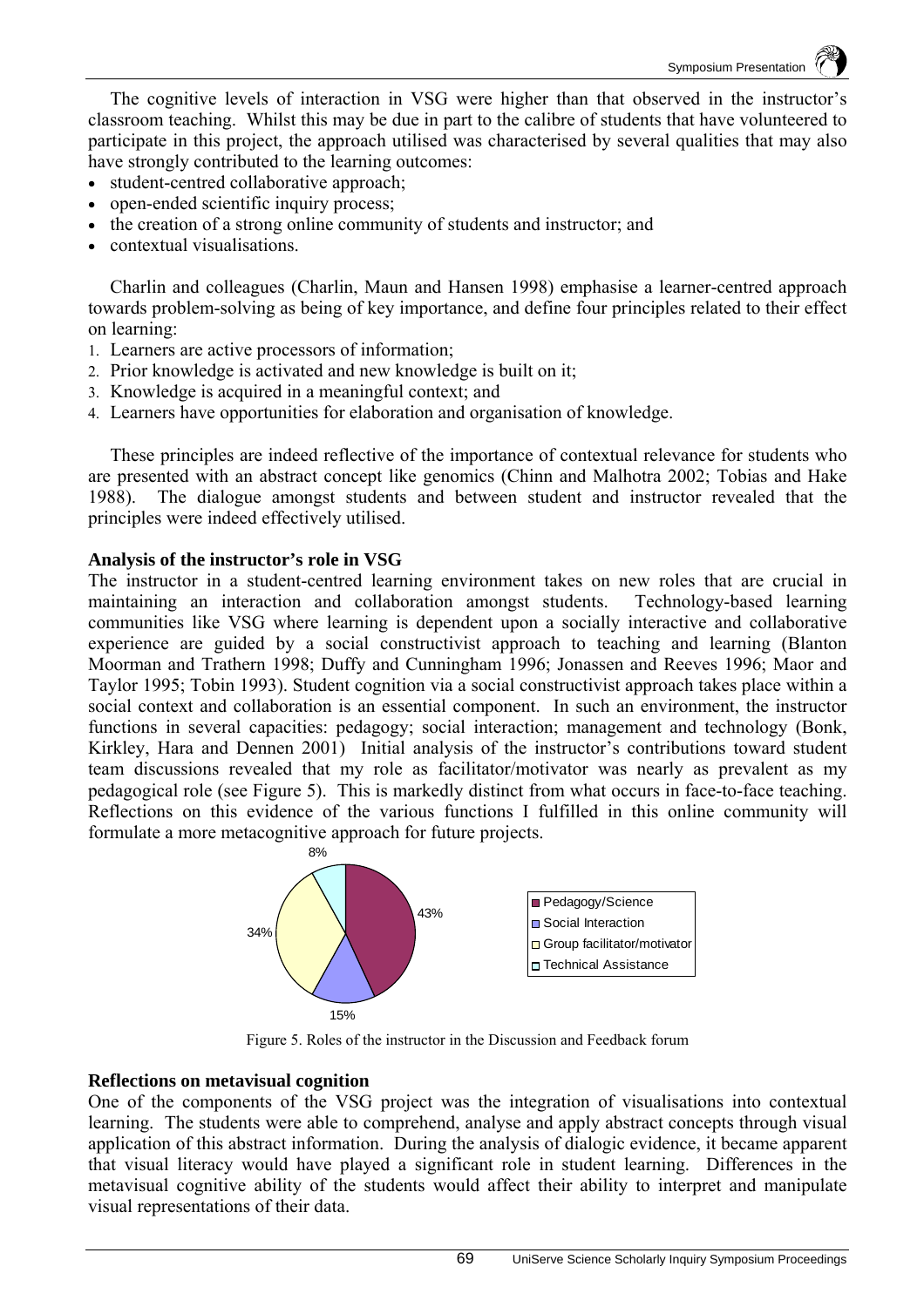The cognitive levels of interaction in VSG were higher than that observed in the instructor's classroom teaching. Whilst this may be due in part to the calibre of students that have volunteered to participate in this project, the approach utilised was characterised by several qualities that may also have strongly contributed to the learning outcomes:

- student-centred collaborative approach;
- open-ended scientific inquiry process;
- the creation of a strong online community of students and instructor; and
- contextual visualisations.

Charlin and colleagues (Charlin, Maun and Hansen 1998) emphasise a learner-centred approach towards problem-solving as being of key importance, and define four principles related to their effect on learning:

1. Learners are active processors of information;
2. Prior knowledge is activated and new knowledge is built on it;
3. Knowledge is acquired in a meaningful context; and
4. Learners have opportunities for elaboration and organisation of knowledge.

These principles are indeed reflective of the importance of contextual relevance for students who are presented with an abstract concept like genomics (Chinn and Malhotra 2002; Tobias and Hake 1988). The dialogue amongst students and between student and instructor revealed that the principles were indeed effectively utilised.

**Analysis of the instructor's role in VSG**

The instructor in a student-centred learning environment takes on new roles that are crucial in maintaining an interaction and collaboration amongst students. Technology-based learning communities like VSG where learning is dependent upon a socially interactive and collaborative experience are guided by a social constructivist approach to teaching and learning (Blanton Moorman and Trathern 1998; Duffy and Cunningham 1996; Jonassen and Reeves 1996; Maor and Taylor 1995; Tobin 1993). Student cognition via a social constructivist approach takes place within a social context and collaboration is an essential component. In such an environment, the instructor functions in several capacities: pedagogy; social interaction; management and technology (Bonk, Kirkley, Hara and Dennen 2001) Initial analysis of the instructor's contributions toward student team discussions revealed that my role as facilitator/motivator was nearly as prevalent as my pedagogical role (see Figure 5). This is markedly distinct from what occurs in face-to-face teaching. Reflections on this evidence of the various functions I fulfilled in this online community will formulate a more metacognitive approach for future projects.

| Role | Percentage |
|---|---|
| Pedagogy/Science | 43% |
| Social Interaction | 15% |
| Group facilitator/motivator | 34% |
| Technical Assistance | 8% |

Figure 5. Roles of the instructor in the Discussion and Feedback forum

**Reflections on metavisual cognition**

One of the components of the VSG project was the integration of visualisations into contextual learning. The students were able to comprehend, analyse and apply abstract concepts through visual application of this abstract information. During the analysis of dialogic evidence, it became apparent that visual literacy would have played a significant role in student learning. Differences in the metavisual cognitive ability of the students would affect their ability to interpret and manipulate visual representations of their data.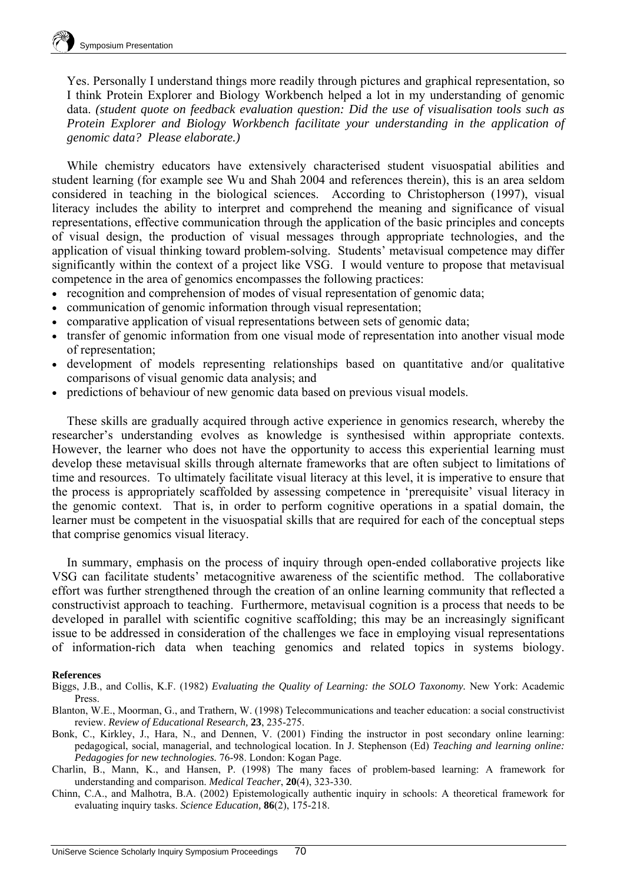Yes. Personally I understand things more readily through pictures and graphical representation, so I think Protein Explorer and Biology Workbench helped a lot in my understanding of genomic data. *(student quote on feedback evaluation question: Did the use of visualisation tools such as Protein Explorer and Biology Workbench facilitate your understanding in the application of genomic data? Please elaborate.)*

While chemistry educators have extensively characterised student visuospatial abilities and student learning (for example see Wu and Shah 2004 and references therein), this is an area seldom considered in teaching in the biological sciences. According to Christopherson (1997), visual literacy includes the ability to interpret and comprehend the meaning and significance of visual representations, effective communication through the application of the basic principles and concepts of visual design, the production of visual messages through appropriate technologies, and the application of visual thinking toward problem-solving. Students' metavisual competence may differ significantly within the context of a project like VSG. I would venture to propose that metavisual competence in the area of genomics encompasses the following practices:

- recognition and comprehension of modes of visual representation of genomic data;
- communication of genomic information through visual representation;
- comparative application of visual representations between sets of genomic data;
- transfer of genomic information from one visual mode of representation into another visual mode of representation;
- development of models representing relationships based on quantitative and/or qualitative comparisons of visual genomic data analysis; and
- predictions of behaviour of new genomic data based on previous visual models.

These skills are gradually acquired through active experience in genomics research, whereby the researcher's understanding evolves as knowledge is synthesised within appropriate contexts. However, the learner who does not have the opportunity to access this experiential learning must develop these metavisual skills through alternate frameworks that are often subject to limitations of time and resources. To ultimately facilitate visual literacy at this level, it is imperative to ensure that the process is appropriately scaffolded by assessing competence in 'prerequisite' visual literacy in the genomic context. That is, in order to perform cognitive operations in a spatial domain, the learner must be competent in the visuospatial skills that are required for each of the conceptual steps that comprise genomics visual literacy.

In summary, emphasis on the process of inquiry through open-ended collaborative projects like VSG can facilitate students' metacognitive awareness of the scientific method. The collaborative effort was further strengthened through the creation of an online learning community that reflected a constructivist approach to teaching. Furthermore, metavisual cognition is a process that needs to be developed in parallel with scientific cognitive scaffolding; this may be an increasingly significant issue to be addressed in consideration of the challenges we face in employing visual representations of information-rich data when teaching genomics and related topics in systems biology.

**References**

Biggs, J.B., and Collis, K.F. (1982) *Evaluating the Quality of Learning: the SOLO Taxonomy.* New York: Academic Press.

Blanton, W.E., Moorman, G., and Trathern, W. (1998) Telecommunications and teacher education: a social constructivist review. *Review of Educational Research,* **23**, 235-275.

Bonk, C., Kirkley, J., Hara, N., and Dennen, V. (2001) Finding the instructor in post secondary online learning: pedagogical, social, managerial, and technological location. In J. Stephenson (Ed) *Teaching and learning online: Pedagogies for new technologies.* 76-98. London: Kogan Page.

Charlin, B., Mann, K., and Hansen, P. (1998) The many faces of problem-based learning: A framework for understanding and comparison. *Medical Teacher*, **20**(4), 323-330.

Chinn, C.A., and Malhotra, B.A. (2002) Epistemologically authentic inquiry in schools: A theoretical framework for evaluating inquiry tasks. *Science Education,* **86**(2), 175-218.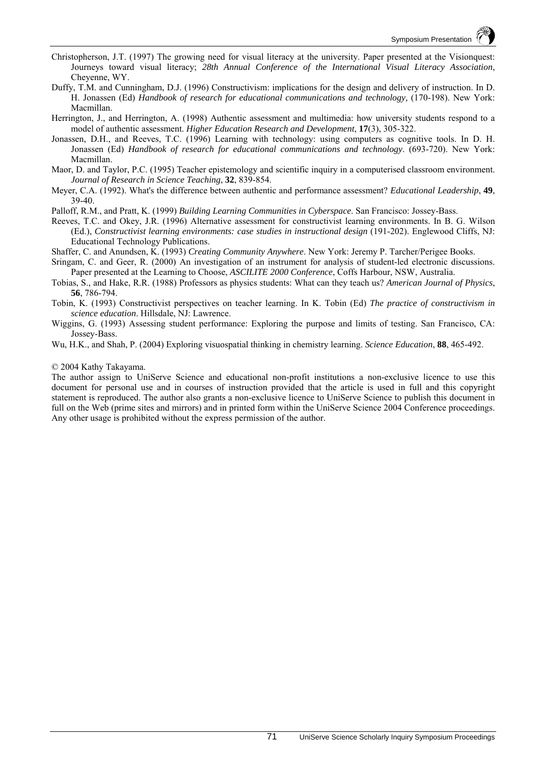Christopherson, J.T. (1997) The growing need for visual literacy at the university. Paper presented at the Visionquest: Journeys toward visual literacy; *28th Annual Conference of the International Visual Literacy Association*, Cheyenne, WY.

Duffy, T.M. and Cunningham, D.J. (1996) Constructivism: implications for the design and delivery of instruction. In D. H. Jonassen (Ed) *Handbook of research for educational communications and technology,* (170-198). New York: Macmillan.

Herrington, J., and Herrington, A. (1998) Authentic assessment and multimedia: how university students respond to a model of authentic assessment. *Higher Education Research and Development*, **17**(3), 305-322.

Jonassen, D.H., and Reeves, T.C. (1996) Learning with technology: using computers as cognitive tools. In D. H. Jonassen (Ed) *Handbook of research for educational communications and technology*. (693-720). New York: Macmillan.

Maor, D. and Taylor, P.C. (1995) Teacher epistemology and scientific inquiry in a computerised classroom environment. *Journal of Research in Science Teaching*, **32**, 839-854.

Meyer, C.A. (1992). What's the difference between authentic and performance assessment? *Educational Leadership*, **49**, 39-40.

Palloff, R.M., and Pratt, K. (1999) *Building Learning Communities in Cyberspace*. San Francisco: Jossey-Bass.

Reeves, T.C. and Okey, J.R. (1996) Alternative assessment for constructivist learning environments. In B. G. Wilson (Ed.), *Constructivist learning environments: case studies in instructional design* (191-202). Englewood Cliffs, NJ: Educational Technology Publications.

Shaffer, C. and Anundsen, K. (1993) *Creating Community Anywhere*. New York: Jeremy P. Tarcher/Perigee Books.

Sringam, C. and Geer, R. (2000) An investigation of an instrument for analysis of student-led electronic discussions. Paper presented at the Learning to Choose, *ASCILITE 2000 Conference*, Coffs Harbour, NSW, Australia.

Tobias, S., and Hake, R.R. (1988) Professors as physics students: What can they teach us? *American Journal of Physics*, **56**, 786-794.

Tobin, K. (1993) Constructivist perspectives on teacher learning. In K. Tobin (Ed) *The practice of constructivism in science education*. Hillsdale, NJ: Lawrence.

Wiggins, G. (1993) Assessing student performance: Exploring the purpose and limits of testing. San Francisco, CA: Jossey-Bass.

Wu, H.K., and Shah, P. (2004) Exploring visuospatial thinking in chemistry learning. *Science Education*, **88**, 465-492.

© 2004 Kathy Takayama.

The author assign to UniServe Science and educational non-profit institutions a non-exclusive licence to use this document for personal use and in courses of instruction provided that the article is used in full and this copyright statement is reproduced. The author also grants a non-exclusive licence to UniServe Science to publish this document in full on the Web (prime sites and mirrors) and in printed form within the UniServe Science 2004 Conference proceedings. Any other usage is prohibited without the express permission of the author.